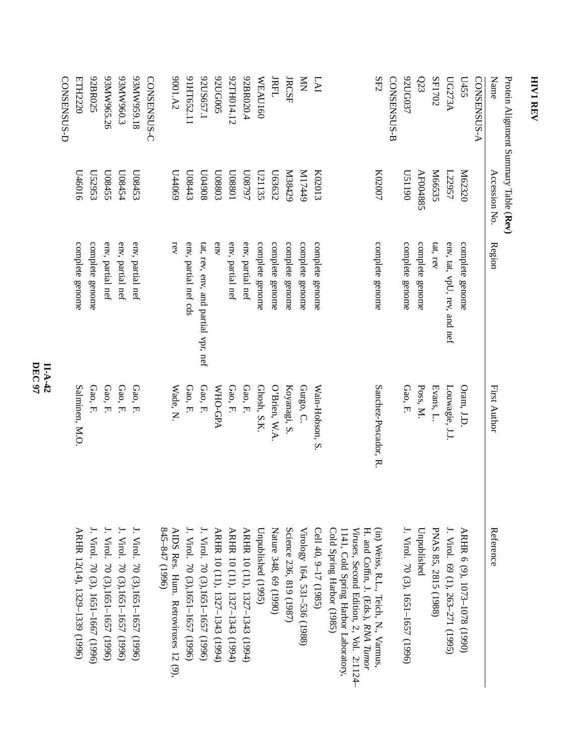# HIV1 REV

Protein Alignment Summary Table (**Rev**)

| Name | Accession No. | Region | First Author | Reference |
|---|---|---|---|---|
| CONSENSUS-A | | | | |
| U455 | M62320 | complete genome | Oram, J.D. | ARHR 6 (9), 1073–1078 (1990) |
| UG273A | L22957 | env, tat, vpU, rev, and nef | Louwagie, J.J. | J. Virol. 69 (1), 263–271 (1995) |
| SF1702 | M66535 | tat, rev | Evans, L. | PNAS 85, 2815 (1988) |
| Q23 | AF004885 | complete genome | Poss, M. | Unpublished |
| 92UG037 | U51190 | complete genome | Gao, F. | J. Virol. 70 (3), 1651–1657 (1996) |
| CONSENSUS-B | | | | |
| SF2 | K02007 | complete genome | Sanchez-Pescador, R. | (in) Weiss, R.L., Teich, N., Varmus, H. and Coffin, J. (Eds.), *RNA Tumor Viruses*, Second Edition, 2, Vol. 2:1124–1141, Cold Spring Harbor Laboratory, Cold Spring Harbor (1985) |
| LAI | K02013 | complete genome | Wain-Hobson, S. | Cell 40, 9–17 (1985) |
| MN | M17449 | complete genome | Gurgo, C. | Virology 164, 531–536 (1988) |
| JRCSF | M38429 | complete genome | Koyanagi, S. | Science 236, 819 (1987) |
| JRFL | U63632 | complete genome | O'Brien, W.A. | Nature 348, 69 (1990) |
| WEAU160 | U21135 | complete genome | Ghosh, S.K. | Unpublished (1995) |
| 92BR020.4 | U08797 | env, partial nef | Gao, F. | ARHR 10 (11), 1327–1343 (1994) |
| 92TH014.12 | U08801 | env, partial nef | Gao, F. | ARHR 10 (11), 1327–1343 (1994) |
| 92UG005 | U08803 | env | WHO-GPA | ARHR 10 (11), 1327–1343 (1994) |
| 92US657.1 | U04908 | tat, rev, env, and partial vpr, nef | Gao, F. | J. Virol. 70 (3),1651–1657 (1996) |
| 91HT652.11 | U08443 | env, partial nef cds | Gao, F. | J. Virol. 70 (3),1651–1657 (1996) |
| 9001.A2 | U44069 | rev | Wade, N. | AIDS Res. Hum. Retroviruses 12 (9), 845–847 (1996) |
| CONSENSUS-C | | | | |
| 93MW959.18 | U08453 | env, partial nef | Gao, F. | J. Virol. 70 (3),1651–1657 (1996) |
| 93MW960.3 | U08454 | env, partial nef | Gao, F. | J. Virol. 70 (3),1651–1657 (1996) |
| 93MW965.26 | U08455 | env, partial nef | Gao, F. | J. Virol. 70 (3),1651–1657 (1996) |
| 92BR025 | U52953 | complete genome | Gao, F. | J. Virol. 70 (3), 1651–1667 (1996) |
| ETH2220 | U46016 | complete genome | Salminen, M.O. | ARHR 12(14), 1329–1339 (1996) |
| CONSENSUS-D | | | | |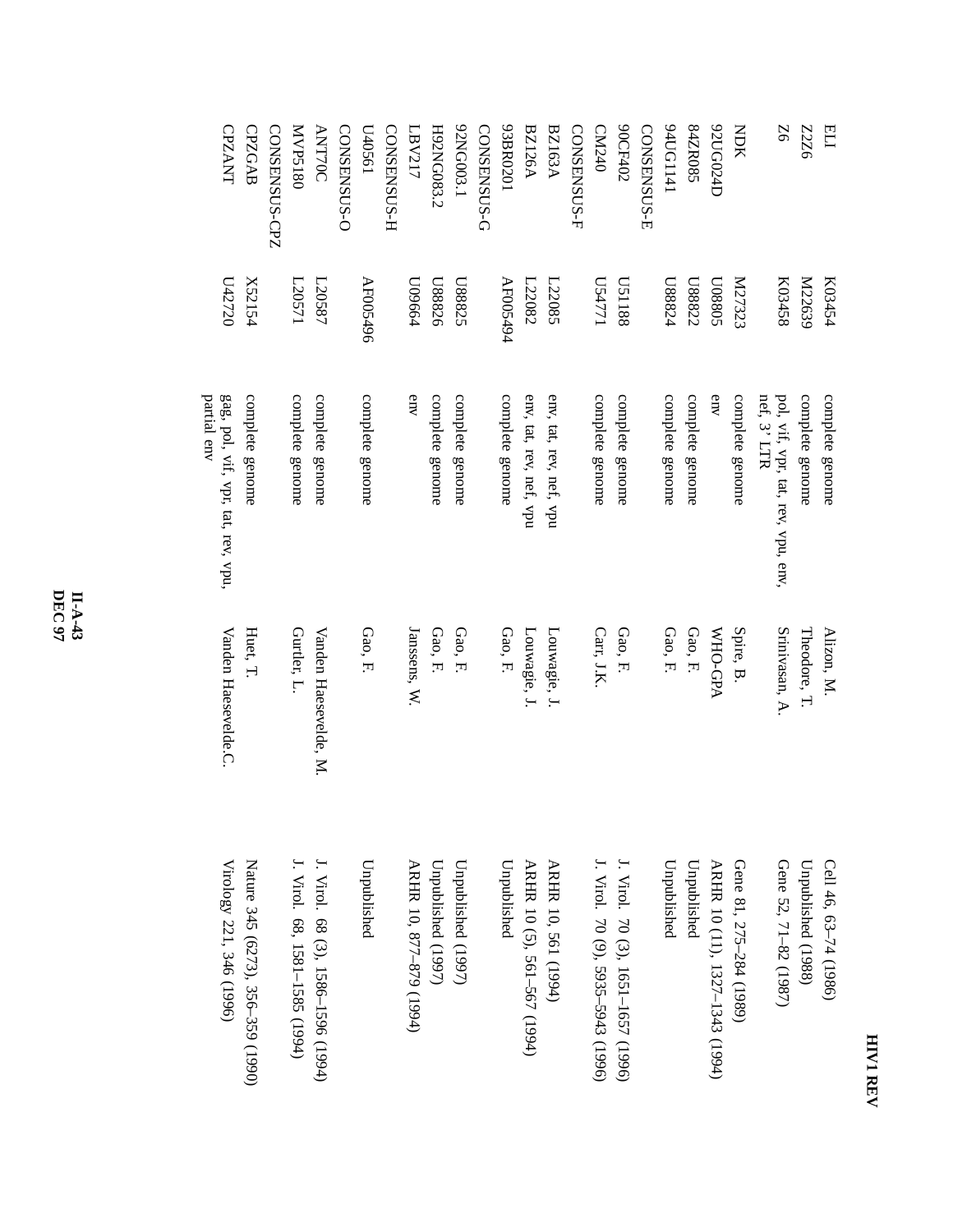| | | | | |
|---|---|---|---|---|
| ELI | K03454 | complete genome | Alizon, M. | Cell 46, 63–74 (1986) |
| ZZ6 | M22639 | complete genome | Theodore, T. | Unpublished (1988) |
| Z6 | K03458 | pol, vif, vpr, tat, rev, vpu, env, nef, 3' LTR | Srinivasan, A. | Gene 52, 71–82 (1987) |
| NDK | M27323 | complete genome | Spire, B. | Gene 81, 275–284 (1989) |
| 92UG024D | U08805 | env | WHO-GPA | ARHR 10 (11), 1327–1343 (1994) |
| 84ZR085 | U88822 | complete genome | Gao, F. | Unpublished |
| 94UG1141 | U88824 | complete genome | Gao, F. | Unpublished |
| CONSENSUS-E | | | | |
| 90CF402 | U51188 | complete genome | Gao, F. | J. Virol. 70 (3), 1651–1657 (1996) |
| CM240 | U54771 | complete genome | Carr, J.K. | J. Virol. 70 (9), 5935–5943 (1996) |
| CONSENSUS-F | | | | |
| BZ163A | L22085 | env, tat, rev, nef, vpu | Louwagie, J. | ARHR 10, 561 (1994) |
| BZ126A | L22082 | env, tat, rev, nef, vpu | Louwagie, J. | ARHR 10 (5), 561–567 (1994) |
| 93BR0201 | AF005494 | complete genome | Gao, F. | Unpublished |
| CONSENSUS-G | | | | |
| 92NG003.1 | U88825 | complete genome | Gao, F. | Unpublished (1997) |
| H92NG083.2 | U88826 | complete genome | Gao, F. | Unpublished (1997) |
| LBV217 | U09664 | env | Janssens, W. | ARHR 10, 877–879 (1994) |
| CONSENSUS-H | | | | |
| U4056l | AF005496 | complete genome | Gao, F. | Unpublished |
| CONSENSUS-O | | | | |
| ANT70C | L20587 | complete genome | Vanden Haesevelde, M. | J. Virol. 68 (3), 1586–1596 (1994) |
| MVP5180 | L20571 | complete genome | Gurtler, L. | J. Virol. 68, 1581–1585 (1994) |
| CONSENSUS-CPZ | | | | |
| CPZGAB | X52154 | complete genome | Huet, T. | Nature 345 (6273), 356–359 (1990) |
| CPZANT | U42720 | gag, pol, vif, vpr, tat, rev, vpu, partial env | Vanden Haesevelde.C. | Virology 221, 346 (1996) |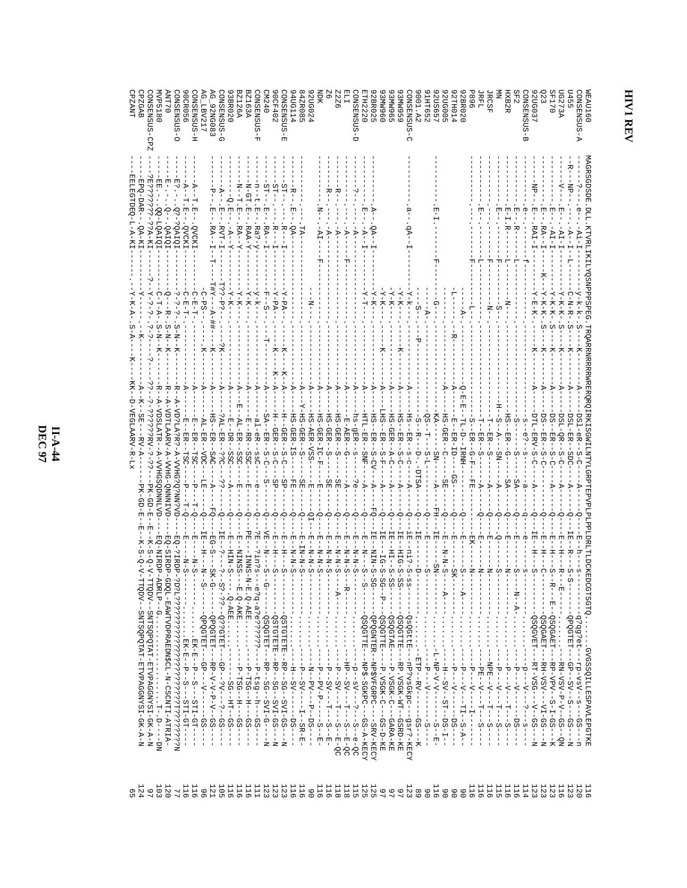# HIV1 REV

```
WEAU160       MAGRSGDSDE.DLL KTVRLIKILYQSNPPPSPEG.TRQARRNRRRRWRERQRQIRKISGWILNTYLGRPTEPVPLPLPLDRLTLDCKEDCGTSGTQ.....GVGSSQILLESPAVLEPGTKE  116
CONSENSUS-A   ----?---.e-.-AI-I---------y-k-.S---K-----A----DSI-eR--S-C----A----Q---E---h-----s----------q?qg?et--rp-vsV--s---GS--n  120
U455          -R---NP---.-A--I--L------C-N-R-.S---K-----A----DSL-ER--SDC-----A----Q---IE---R---S-S-----------QPQGTET--GP--SV--S---GS--N  123
UG273A        ----V---.-E-.-AI-I------Y-K-K-.S---K-----A----DSL-QR--S-C----A----Q---E---H---R--E----------RN-VSV-P-V--GS--QN  116
SF170         ----E---.-E-.-AI-I------Y-K-K-.S---K-----A----DS--ER--S-C----A----Q---E---H---S--R--E--QSQGAET--RP-VPV--S-I-GS--K  123
Q23           ----E---.-E-.-RA--I-----K--Y-K-K-.S---K-----A----DS--ER--S-C----A----Q---E---H---C--------QSQGAET--RH-VSV---VI-GS---N  123
92UG037       ----NP---.-E-.-RAI-I------Y-E-K-.---------K----A----DTL-ERV-S-C----A----Q---IE---H---S---------QSQGVET--RT-VSG---V--GS---N  123
CONSENSUS-B   ----e---.---------f-------.--------------------s--e?--s------a----g---e--------------------p--V-----?----s----  114
SF2           ----E---.-R---------L------.--------------------S---------SA----Q---E----S---N-A-----------P--V--------DS----  116
HXB2R         ----E-I-R---------L------.---N----------------HS--ER--G----SA----G---E--------N------------P--V---T----S----  116
MN            ----E---.---------F------.--S-----------------H--S--A---SN----A----Q---Q---------S---------P--V---T----S----  115
JRCSF         ----E---.---------F------.---N----------------T--ER--S------A----Q---E--------N------------NPE--V---T----S----  116
JRFL          ----E---.---------L------.-------------------T--ER--S------A----Q---E--------N------------PE--V---T----S----  116
P896          ----E---.---------F------.--L----------------S--ER--G-F----FE----Q---------------------------P--V---T----S----  116
92BR020       ----------.---------F------.---A-----------------Q-E-E--TL--D---IRNH---------Q----EK----N---------------P--V-----I----  116
92TH014       ----------.---------------L--------R-------A-----E--ER-ID-------GS-----Q---E-----------SK----A-------P--V---TI--S-A--  90
92UG005       ----------.---------------------------------A----E-ER--G--------SA-----G---E-------------------------P--V---T---DS---  90
92US657       ----E-I---.---------F------G------------------A----HS-GER--C------SE-----Q---E--N-N-S---A------------H--SV--ST--DS-I-  116
91HT652       ----------.----------------------------------KA-------SN-------A-----FH---IE---SN---------L-NP-V-V---------S--E-  116
9001.A2       ----------.------------------------A----------QS--T----S-L-------------Q---E-------S----------P--V------I------  90
CONSENSUS-C   ----a---qA--I----------Y-k-.---P-------------A-----S-R---D---DTSA---Q---IE----D----------ETP--RV------GS---K  89
93MW959       ----------.----------------Y-K-.-------K----A----HS--ER--s-c----A----Q---iE---ni?-s-ss---QSQGtE---nP?vsGkpc--gsr?-KECY  123
93MW965       ----------.----------------Y-K-.-------------A----HS--ER--S-C----A----Q---IE---HIG-S-SS---QSQGTTE--RP-VSGK-WT--GSRD-KE  97
93MW960       ----------.----------------Y-K-.-------------A----HS-GER--A-C----A----Q---IE---HI--S-SS---QSQGTAE---P-VSGK-C--GARA-KE  97
92BR025       ----A---QA--I----------Y-K-.-------K----A----LHS--ER--S-F----A----Q---IE---IG-S-SG--P---QSQGTTE---P-VSGK-C---GS-D-KE  97
ETH2220       ----E---A--I----------Y-T-.-------------A----HS--ER--S-CV---A----FQ---IE---NIN-S-SG----QPQGNTER--NP$VFGRPC----SRV-KECY  125
CONSENSUS-D   ----?---.-A---------------.-------------A----HTL-ER--SNF----A----Q---E---N----S--S-----QSQGTTE--NP$-SGKPC---GS-A-KECY  125
ELI           ----------.-A-------F------.-------------A----hs-gER--s----?e----Q---E--N-N-S-------------p--sV---?---S-e-QC  115
Z2Z6          ----R---.-A---------F------.-------------A----E-AER--G------A----Q---E--N-N-S---R-------------HP--SV---T---S-E-QC  118
Z6            ----R---.-A---------------.-------------A----HS-GER--S------SE----Q---E--N-N-S---A--------------P--SV---T---S-E-QC  118
NDK           ----------.-A---------F------.-------------A----HS-GER--S------SE----Q---E--N-N-S---------------P--SV---T---S-E-  116
CONSENSUS-E   ----N---AI--F----------.-------------A----HS-GER-IC-F----E----Q---E--N-N-S----------------P--PV-P-----S-E-  116
92UG024       ----------.------------------N----------------A----HS-AER-VSS----E----QI---E--N-N-S------------N--PV---DS---  90
84ZR085       ----------.-TA----------------------------A--Y-HS-GER--S------SE----Q---E-IN-N-S-------------P--SV----I--SR-E-  116
94UG114       ----R---.-E-.-QA---------------------------A----HS-GER-IS------FE----Q---E--N-N-S---------------H--SV-------DS---  116
CONSENSUS-F   ----ST---.-R---I----------Y-PA-.-----K---K--A----H--GER--S-C---SP----Q---E---H---S-------QSTGTETE---RP--SG--SVI-GS---N  123
90CF402       ----ST---.-R---I----------Y-PA-.-----K---K--A----H--GER--S-C---SP----Q---E---H---S-------QSTGTETE---RP--SG--SVI-GS---N  123
CM240         ----ST--E-.-RA--I----------F--S-.-----T-------A----SA--ER--S-C---S-----Q---VE--N---S--G------QSQGTVET--RP--SG--SVI-G---N  123
CONSENSUS-F   ----n-t-E-.-Ra?--y---------y-k-.-------------A----al-eR--ssC----e-----Q---?E--?in?s----e?q-a?e??????----P-tsg---h---GS---  111
BZ163A        ----N-GT-E-.-RAA-Y----------Y-K-.-------------A----E--RR--SSC----E-----Q---PE---INNS-N-E-Q-AEE.........P-TSG---H---GS---  116
BZ126A        ----N--T-E-.-RA---Y----------Y-K-.-------------A----E--AL-ER--SSC----E-----Q---E---NINSS----E-Q-AKE.........P-TSG---H---GS---  116
93BR020       ----Q-E-.-A---Y----------Y-K-.-------------A----E--DR--SSC----A-----Q---E---HIN-S-------Q-AEE.........SG----HT-GS---  116
CONSENSUS-G   ----A---E-.-RVT-I---------T??-P?-.------?K---A----?AL-ER--??C---??-----Q---IE---?---?-S?-??-Q??GTET-----GP--?V---?--GS---  105
AG_92NG083    ----P---E-.-RA--I--T----T#Y---A-##---K----A----HS--ER--SAC----A-----FQ---EG-S----SK-G-----QPQGTET--RP-V-V-P-V---GS---  121
AG_LBV217     ----------.-------------C-PS-------K----A----AL-ER--VDC---LE-----Q---IE---H-----N---S-----QPQGTET---GP---V-------GS---  96
CONSENSUS-H   ----A-T-E-.-QVCKI---------C-E-T-.-----------A----E--ER--TSC---P----T-Q---E-----N-S...........EK-E---P--S---STI-GT---  116
90CR056       ----A-T-E-.-QVCKI---------C-E-T-.-----------A----E--ER--TSC---P----T-Q---E-----N-S...........EK-E---P--S---STI-GT---  116
CONSENSUS-O   ----E?---.-Q?-?QAIQI------?-?-?-.S-N-K----R-A-VD?LA?R?-A-VVHG?Q?NN?VD---EQ-?IRDP-?D?L???????????????????????????N  77
ANT70         ----E----Q---QAIQI------Q---R-.S-N-K----R-A-VDTLAARV-A-VVHG-QNNNIVD---EQ-SIRDP-GDQL-EAWTVDPRAEDN$CL-N-CSCNTI-ATRIA-  120
MVP5180       ----EE-.--QQ-LQAIQI------C-T-A-.S-N-K----R-A-VDSLATR--A-VVHGSQNNLVD---EQ-NIRDP-ADRLP--G............T--D---DN  103
CONSENSUS-CPZ ----?E??????-??A-KI----?-Y-?-?-.?-?----?----??-?-??????RV-?-??---PK-GD-E--E--K-S-Q-V-TTQDV--SNTSQPQTAT-ETVPAGGNYSI-GK-A-N  97
CPZGAB        ----EPQ-DAR-.-QA-KI-----------Y---------K----A-K---SE---RV-A----PK-GD-E--E--K-S-Q-V-TTQDV--SNTSQPQTAT-ETVPAGGNYSI-GK-A-N  124
CPZANT        ----EELEGTDEQ-L-A-KI------Y-K-A-.S-A---K---KK--D-VEGLAARV-R-LX  65
```

II-A-44
DEC 97